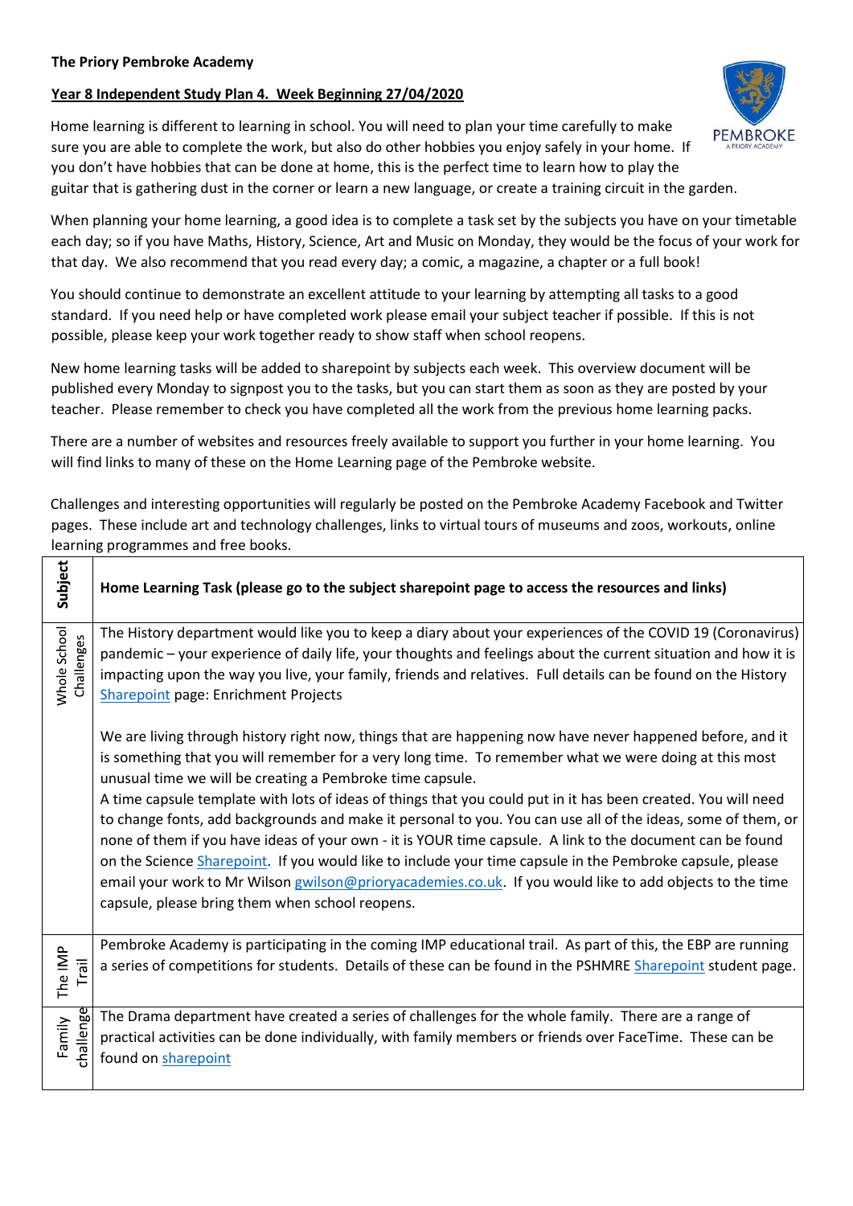**The Priory Pembroke Academy**

**Year 8 Independent Study Plan 4. Week Beginning 27/04/2020**

Home learning is different to learning in school. You will need to plan your time carefully to make sure you are able to complete the work, but also do other hobbies you enjoy safely in your home. If you don't have hobbies that can be done at home, this is the perfect time to learn how to play the guitar that is gathering dust in the corner or learn a new language, or create a training circuit in the garden.

When planning your home learning, a good idea is to complete a task set by the subjects you have on your timetable each day; so if you have Maths, History, Science, Art and Music on Monday, they would be the focus of your work for that day. We also recommend that you read every day; a comic, a magazine, a chapter or a full book!

You should continue to demonstrate an excellent attitude to your learning by attempting all tasks to a good standard. If you need help or have completed work please email your subject teacher if possible. If this is not possible, please keep your work together ready to show staff when school reopens.

New home learning tasks will be added to sharepoint by subjects each week. This overview document will be published every Monday to signpost you to the tasks, but you can start them as soon as they are posted by your teacher. Please remember to check you have completed all the work from the previous home learning packs.

There are a number of websites and resources freely available to support you further in your home learning. You will find links to many of these on the Home Learning page of the Pembroke website.

Challenges and interesting opportunities will regularly be posted on the Pembroke Academy Facebook and Twitter pages. These include art and technology challenges, links to virtual tours of museums and zoos, workouts, online learning programmes and free books.

| **Subject** | **Home Learning Task (please go to the subject sharepoint page to access the resources and links)** |
|---|---|
| Whole School Challenges | The History department would like you to keep a diary about your experiences of the COVID 19 (Coronavirus) pandemic – your experience of daily life, your thoughts and feelings about the current situation and how it is impacting upon the way you live, your family, friends and relatives. Full details can be found on the History Sharepoint page: Enrichment Projects<br><br>We are living through history right now, things that are happening now have never happened before, and it is something that you will remember for a very long time. To remember what we were doing at this most unusual time we will be creating a Pembroke time capsule.<br>A time capsule template with lots of ideas of things that you could put in it has been created. You will need to change fonts, add backgrounds and make it personal to you. You can use all of the ideas, some of them, or none of them if you have ideas of your own - it is YOUR time capsule. A link to the document can be found on the Science Sharepoint. If you would like to include your time capsule in the Pembroke capsule, please email your work to Mr Wilson gwilson@prioryacademies.co.uk. If you would like to add objects to the time capsule, please bring them when school reopens. |
| The IMP Trail | Pembroke Academy is participating in the coming IMP educational trail. As part of this, the EBP are running a series of competitions for students. Details of these can be found in the PSHMRE Sharepoint student page. |
| Family challenge | The Drama department have created a series of challenges for the whole family. There are a range of practical activities can be done individually, with family members or friends over FaceTime. These can be found on sharepoint |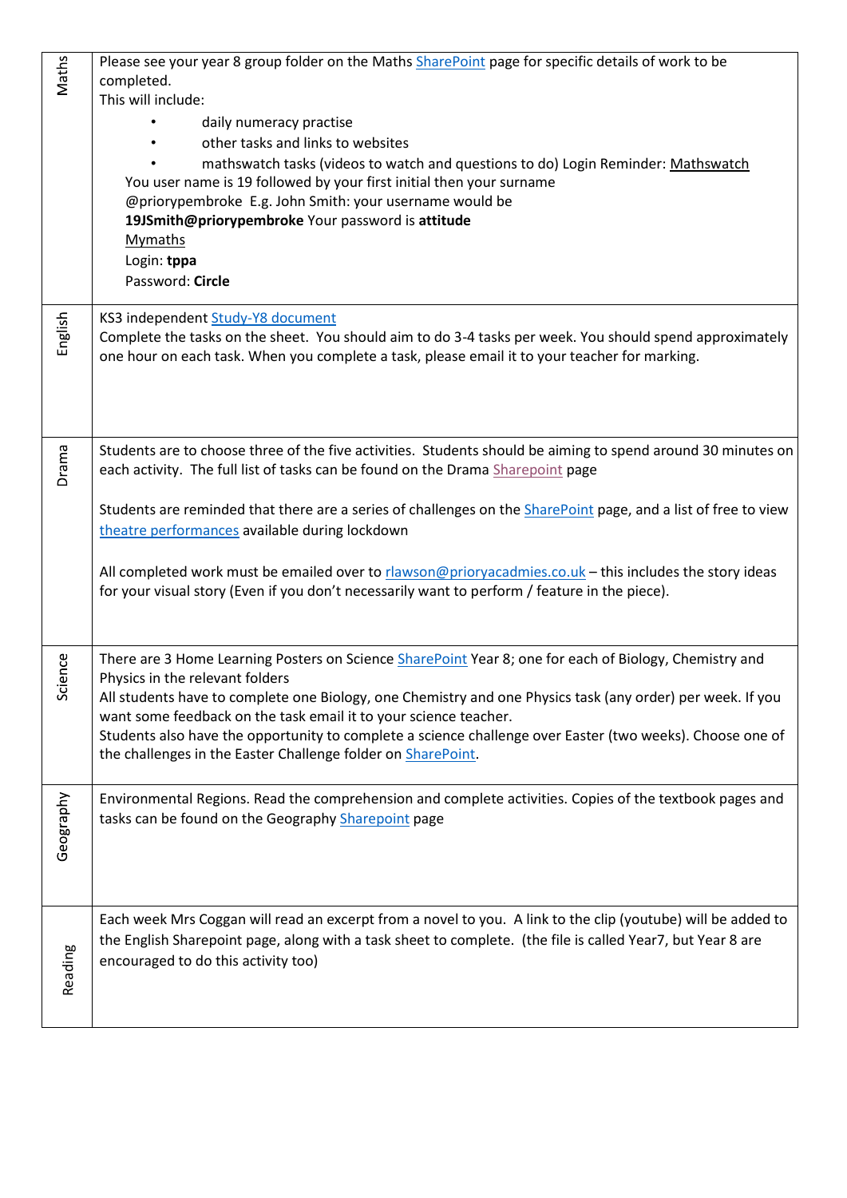| | |
|---|---|
| Maths | Please see your year 8 group folder on the Maths SharePoint page for specific details of work to be completed.<br>This will include:<br>• daily numeracy practise<br>• other tasks and links to websites<br>• mathswatch tasks (videos to watch and questions to do) Login Reminder: Mathswatch<br>You user name is 19 followed by your first initial then your surname @priorypembroke E.g. John Smith: your username would be **19JSmith@priorypembroke** Your password is **attitude**<br>Mymaths<br>Login: **tppa**<br>Password: **Circle** |
| English | KS3 independent Study-Y8 document<br>Complete the tasks on the sheet. You should aim to do 3-4 tasks per week. You should spend approximately one hour on each task. When you complete a task, please email it to your teacher for marking. |
| Drama | Students are to choose three of the five activities. Students should be aiming to spend around 30 minutes on each activity. The full list of tasks can be found on the Drama Sharepoint page<br><br>Students are reminded that there are a series of challenges on the SharePoint page, and a list of free to view theatre performances available during lockdown<br><br>All completed work must be emailed over to rlawson@prioryacadmies.co.uk – this includes the story ideas for your visual story (Even if you don't necessarily want to perform / feature in the piece). |
| Science | There are 3 Home Learning Posters on Science SharePoint Year 8; one for each of Biology, Chemistry and Physics in the relevant folders<br>All students have to complete one Biology, one Chemistry and one Physics task (any order) per week. If you want some feedback on the task email it to your science teacher.<br>Students also have the opportunity to complete a science challenge over Easter (two weeks). Choose one of the challenges in the Easter Challenge folder on SharePoint. |
| Geography | Environmental Regions. Read the comprehension and complete activities. Copies of the textbook pages and tasks can be found on the Geography Sharepoint page |
| Reading | Each week Mrs Coggan will read an excerpt from a novel to you. A link to the clip (youtube) will be added to the English Sharepoint page, along with a task sheet to complete. (the file is called Year7, but Year 8 are encouraged to do this activity too) |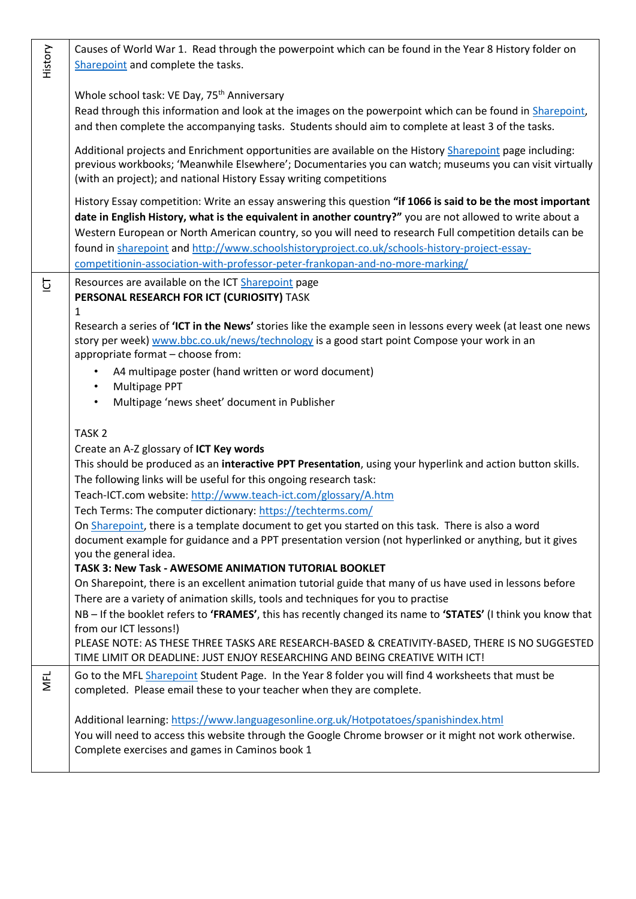| | |
|---|---|
| History | Causes of World War 1. Read through the powerpoint which can be found in the Year 8 History folder on Sharepoint and complete the tasks.<br><br>Whole school task: VE Day, 75th Anniversary<br>Read through this information and look at the images on the powerpoint which can be found in Sharepoint, and then complete the accompanying tasks. Students should aim to complete at least 3 of the tasks.<br><br>Additional projects and Enrichment opportunities are available on the History Sharepoint page including: previous workbooks; 'Meanwhile Elsewhere'; Documentaries you can watch; museums you can visit virtually (with an project); and national History Essay writing competitions<br><br>History Essay competition: Write an essay answering this question **"if 1066 is said to be the most important date in English History, what is the equivalent in another country?"** you are not allowed to write about a Western European or North American country, so you will need to research Full competition details can be found in sharepoint and http://www.schoolshistoryproject.co.uk/schools-history-project-essay-competitionin-association-with-professor-peter-frankopan-and-no-more-marking/ |
| ICT | Resources are available on the ICT Sharepoint page<br>**PERSONAL RESEARCH FOR ICT (CURIOSITY)** TASK<br>1<br>Research a series of **'ICT in the News'** stories like the example seen in lessons every week (at least one news story per week) www.bbc.co.uk/news/technology is a good start point Compose your work in an appropriate format – choose from:<br>• A4 multipage poster (hand written or word document)<br>• Multipage PPT<br>• Multipage 'news sheet' document in Publisher<br><br>TASK 2<br>Create an A-Z glossary of **ICT Key words**<br>This should be produced as an **interactive PPT Presentation**, using your hyperlink and action button skills.<br>The following links will be useful for this ongoing research task:<br>Teach-ICT.com website: http://www.teach-ict.com/glossary/A.htm<br>Tech Terms: The computer dictionary: https://techterms.com/<br>On Sharepoint, there is a template document to get you started on this task. There is also a word document example for guidance and a PPT presentation version (not hyperlinked or anything, but it gives you the general idea.<br>**TASK 3: New Task - AWESOME ANIMATION TUTORIAL BOOKLET**<br>On Sharepoint, there is an excellent animation tutorial guide that many of us have used in lessons before<br>There are a variety of animation skills, tools and techniques for you to practise<br>NB – If the booklet refers to **'FRAMES'**, this has recently changed its name to **'STATES'** (I think you know that from our ICT lessons!)<br>PLEASE NOTE: AS THESE THREE TASKS ARE RESEARCH-BASED & CREATIVITY-BASED, THERE IS NO SUGGESTED TIME LIMIT OR DEADLINE: JUST ENJOY RESEARCHING AND BEING CREATIVE WITH ICT! |
| MFL | Go to the MFL Sharepoint Student Page. In the Year 8 folder you will find 4 worksheets that must be completed. Please email these to your teacher when they are complete.<br><br>Additional learning: https://www.languagesonline.org.uk/Hotpotatoes/spanishindex.html<br>You will need to access this website through the Google Chrome browser or it might not work otherwise.<br>Complete exercises and games in Caminos book 1 |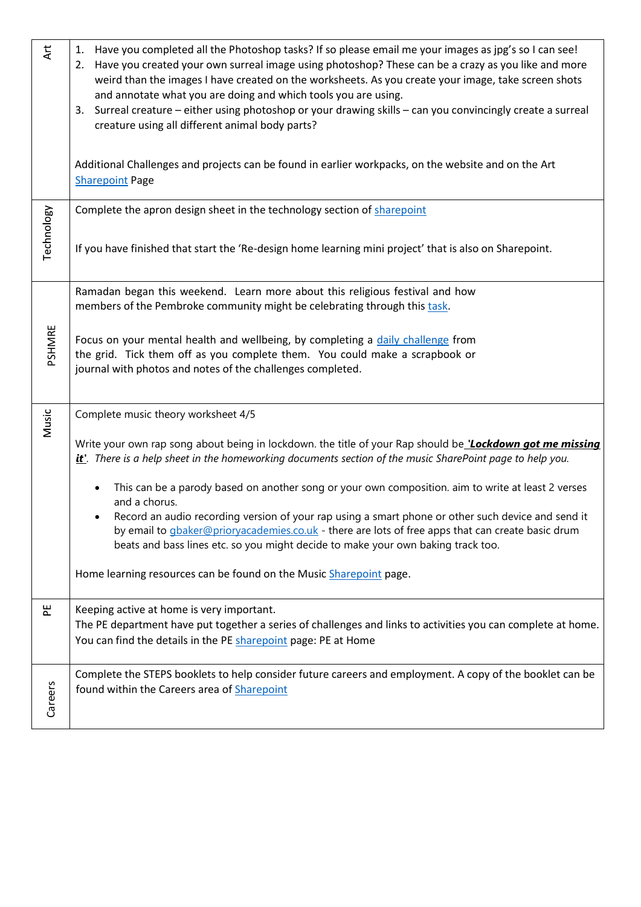| | |
|---|---|
| Art | 1. Have you completed all the Photoshop tasks? If so please email me your images as jpg's so I can see!<br>2. Have you created your own surreal image using photoshop? These can be a crazy as you like and more weird than the images I have created on the worksheets. As you create your image, take screen shots and annotate what you are doing and which tools you are using.<br>3. Surreal creature – either using photoshop or your drawing skills – can you convincingly create a surreal creature using all different animal body parts?<br><br>Additional Challenges and projects can be found in earlier workpacks, on the website and on the Art Sharepoint Page |
| Technology | Complete the apron design sheet in the technology section of sharepoint<br><br>If you have finished that start the 'Re-design home learning mini project' that is also on Sharepoint. |
| PSHMRE | Ramadan began this weekend. Learn more about this religious festival and how members of the Pembroke community might be celebrating through this task.<br><br>Focus on your mental health and wellbeing, by completing a daily challenge from the grid. Tick them off as you complete them. You could make a scrapbook or journal with photos and notes of the challenges completed. |
| Music | Complete music theory worksheet 4/5<br><br>Write your own rap song about being in lockdown. the title of your Rap should be ***'Lockdown got me missing it'***. *There is a help sheet in the homeworking documents section of the music SharePoint page to help you.*<br><br>• This can be a parody based on another song or your own composition. aim to write at least 2 verses and a chorus.<br>• Record an audio recording version of your rap using a smart phone or other such device and send it by email to gbaker@prioryacademies.co.uk - there are lots of free apps that can create basic drum beats and bass lines etc. so you might decide to make your own baking track too.<br><br>Home learning resources can be found on the Music Sharepoint page. |
| PE | Keeping active at home is very important.<br>The PE department have put together a series of challenges and links to activities you can complete at home. You can find the details in the PE sharepoint page: PE at Home |
| Careers | Complete the STEPS booklets to help consider future careers and employment. A copy of the booklet can be found within the Careers area of Sharepoint |